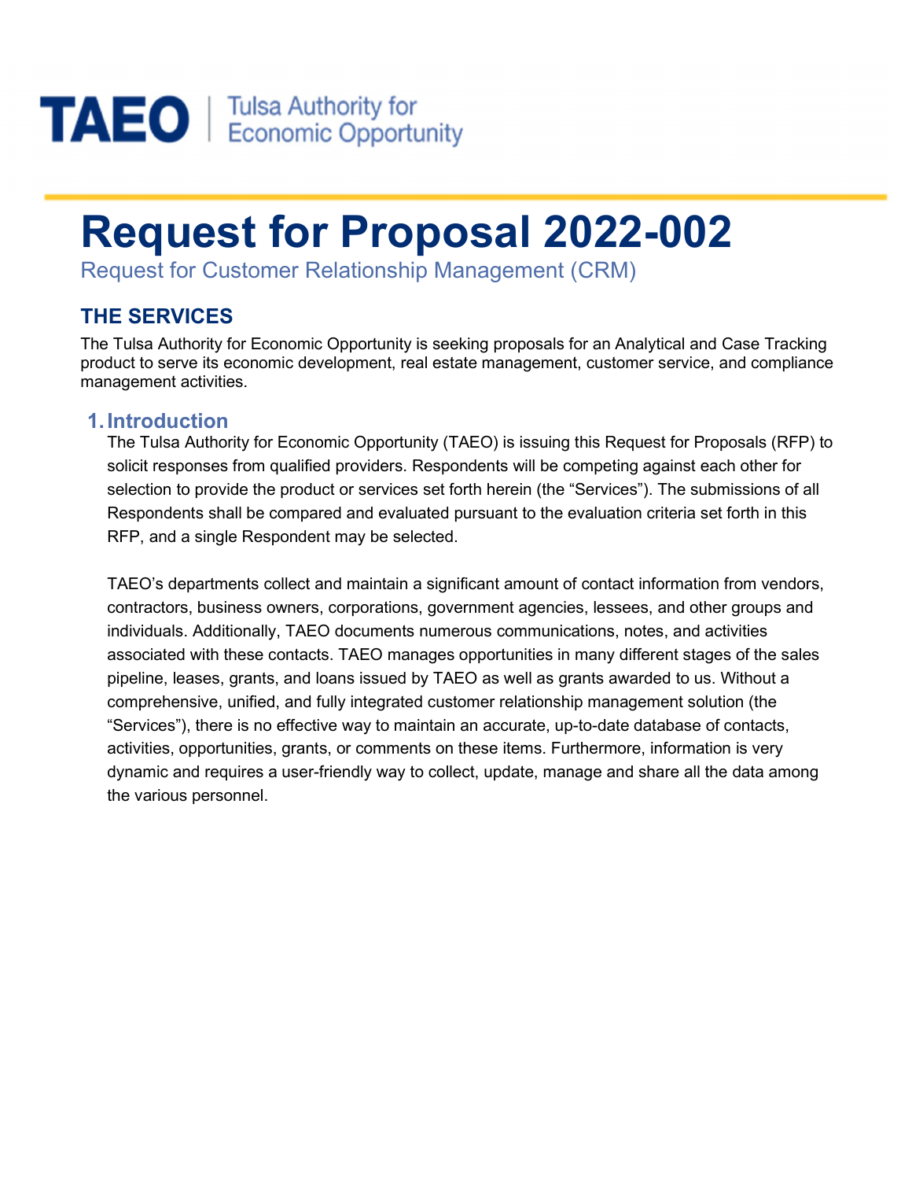**TAEO** | Tulsa Authority for Economic Opportunity

# Request for Proposal 2022-002

Request for Customer Relationship Management (CRM)

## THE SERVICES

The Tulsa Authority for Economic Opportunity is seeking proposals for an Analytical and Case Tracking product to serve its economic development, real estate management, customer service, and compliance management activities.

### 1. Introduction

The Tulsa Authority for Economic Opportunity (TAEO) is issuing this Request for Proposals (RFP) to solicit responses from qualified providers. Respondents will be competing against each other for selection to provide the product or services set forth herein (the "Services"). The submissions of all Respondents shall be compared and evaluated pursuant to the evaluation criteria set forth in this RFP, and a single Respondent may be selected.

TAEO's departments collect and maintain a significant amount of contact information from vendors, contractors, business owners, corporations, government agencies, lessees, and other groups and individuals. Additionally, TAEO documents numerous communications, notes, and activities associated with these contacts. TAEO manages opportunities in many different stages of the sales pipeline, leases, grants, and loans issued by TAEO as well as grants awarded to us. Without a comprehensive, unified, and fully integrated customer relationship management solution (the "Services"), there is no effective way to maintain an accurate, up-to-date database of contacts, activities, opportunities, grants, or comments on these items. Furthermore, information is very dynamic and requires a user-friendly way to collect, update, manage and share all the data among the various personnel.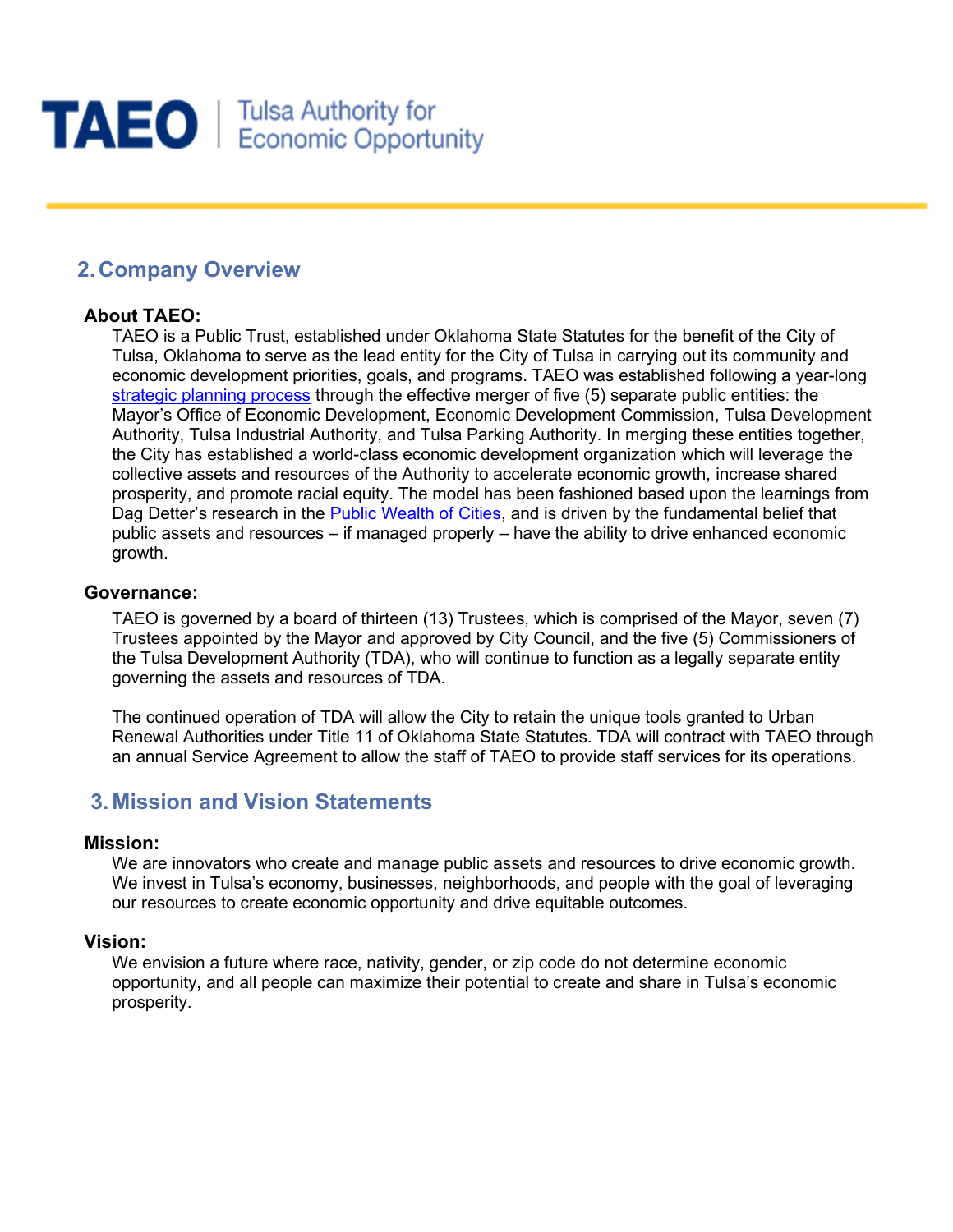# TAEO | Tulsa Authority for Economic Opportunity

## 2. Company Overview

### About TAEO:

TAEO is a Public Trust, established under Oklahoma State Statutes for the benefit of the City of Tulsa, Oklahoma to serve as the lead entity for the City of Tulsa in carrying out its community and economic development priorities, goals, and programs. TAEO was established following a year-long strategic planning process through the effective merger of five (5) separate public entities: the Mayor's Office of Economic Development, Economic Development Commission, Tulsa Development Authority, Tulsa Industrial Authority, and Tulsa Parking Authority. In merging these entities together, the City has established a world-class economic development organization which will leverage the collective assets and resources of the Authority to accelerate economic growth, increase shared prosperity, and promote racial equity. The model has been fashioned based upon the learnings from Dag Detter's research in the Public Wealth of Cities, and is driven by the fundamental belief that public assets and resources – if managed properly – have the ability to drive enhanced economic growth.

### Governance:

TAEO is governed by a board of thirteen (13) Trustees, which is comprised of the Mayor, seven (7) Trustees appointed by the Mayor and approved by City Council, and the five (5) Commissioners of the Tulsa Development Authority (TDA), who will continue to function as a legally separate entity governing the assets and resources of TDA.

The continued operation of TDA will allow the City to retain the unique tools granted to Urban Renewal Authorities under Title 11 of Oklahoma State Statutes. TDA will contract with TAEO through an annual Service Agreement to allow the staff of TAEO to provide staff services for its operations.

## 3. Mission and Vision Statements

### Mission:

We are innovators who create and manage public assets and resources to drive economic growth. We invest in Tulsa's economy, businesses, neighborhoods, and people with the goal of leveraging our resources to create economic opportunity and drive equitable outcomes.

### Vision:

We envision a future where race, nativity, gender, or zip code do not determine economic opportunity, and all people can maximize their potential to create and share in Tulsa's economic prosperity.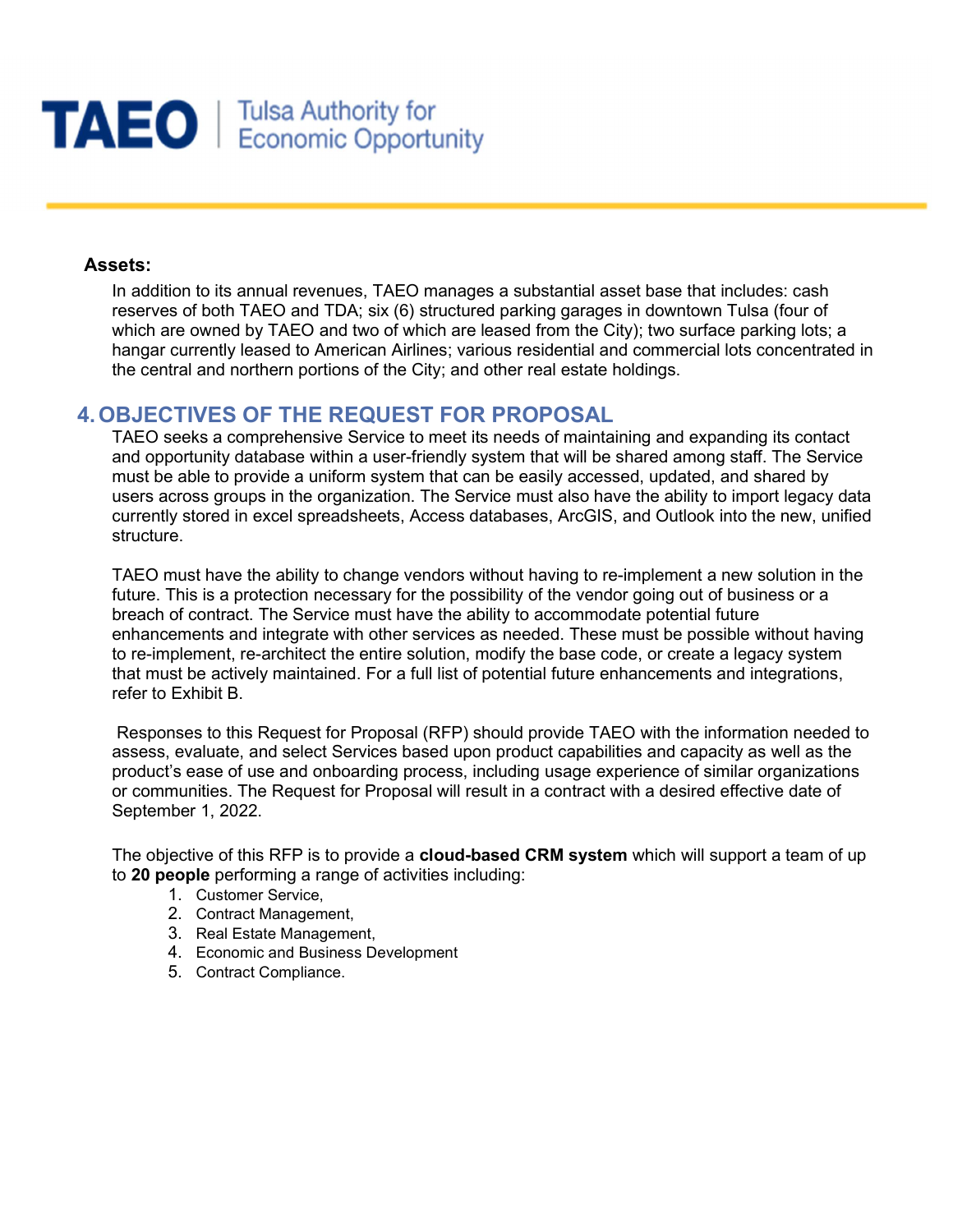**Assets:**

In addition to its annual revenues, TAEO manages a substantial asset base that includes: cash reserves of both TAEO and TDA; six (6) structured parking garages in downtown Tulsa (four of which are owned by TAEO and two of which are leased from the City); two surface parking lots; a hangar currently leased to American Airlines; various residential and commercial lots concentrated in the central and northern portions of the City; and other real estate holdings.

## 4. OBJECTIVES OF THE REQUEST FOR PROPOSAL

TAEO seeks a comprehensive Service to meet its needs of maintaining and expanding its contact and opportunity database within a user-friendly system that will be shared among staff. The Service must be able to provide a uniform system that can be easily accessed, updated, and shared by users across groups in the organization. The Service must also have the ability to import legacy data currently stored in excel spreadsheets, Access databases, ArcGIS, and Outlook into the new, unified structure.

TAEO must have the ability to change vendors without having to re-implement a new solution in the future. This is a protection necessary for the possibility of the vendor going out of business or a breach of contract. The Service must have the ability to accommodate potential future enhancements and integrate with other services as needed. These must be possible without having to re-implement, re-architect the entire solution, modify the base code, or create a legacy system that must be actively maintained. For a full list of potential future enhancements and integrations, refer to Exhibit B.

Responses to this Request for Proposal (RFP) should provide TAEO with the information needed to assess, evaluate, and select Services based upon product capabilities and capacity as well as the product's ease of use and onboarding process, including usage experience of similar organizations or communities. The Request for Proposal will result in a contract with a desired effective date of September 1, 2022.

The objective of this RFP is to provide a **cloud-based CRM system** which will support a team of up to **20 people** performing a range of activities including:

1. Customer Service,
2. Contract Management,
3. Real Estate Management,
4. Economic and Business Development
5. Contract Compliance.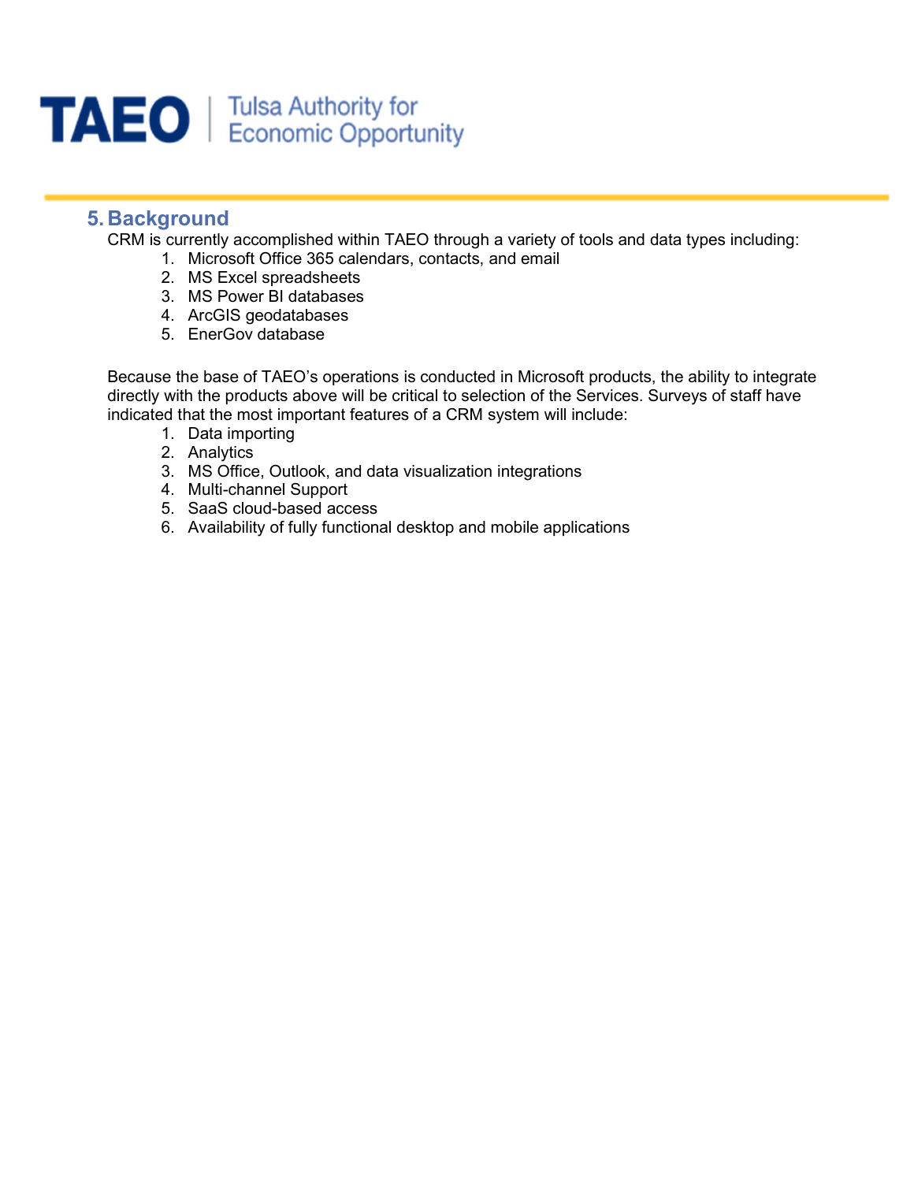## 5. Background

CRM is currently accomplished within TAEO through a variety of tools and data types including:

1. Microsoft Office 365 calendars, contacts, and email
2. MS Excel spreadsheets
3. MS Power BI databases
4. ArcGIS geodatabases
5. EnerGov database

Because the base of TAEO's operations is conducted in Microsoft products, the ability to integrate directly with the products above will be critical to selection of the Services. Surveys of staff have indicated that the most important features of a CRM system will include:

1. Data importing
2. Analytics
3. MS Office, Outlook, and data visualization integrations
4. Multi-channel Support
5. SaaS cloud-based access
6. Availability of fully functional desktop and mobile applications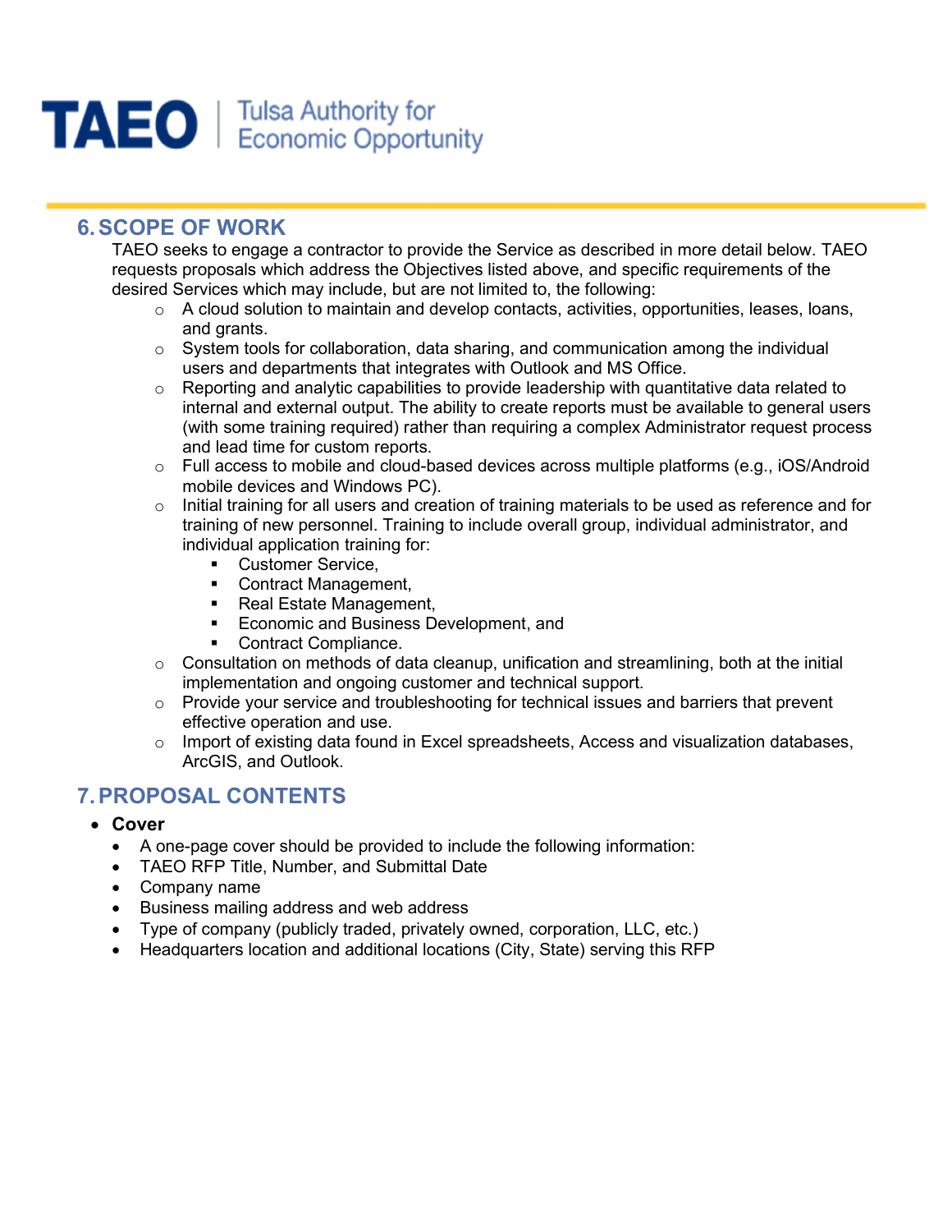## 6. SCOPE OF WORK

TAEO seeks to engage a contractor to provide the Service as described in more detail below. TAEO requests proposals which address the Objectives listed above, and specific requirements of the desired Services which may include, but are not limited to, the following:

- A cloud solution to maintain and develop contacts, activities, opportunities, leases, loans, and grants.
- System tools for collaboration, data sharing, and communication among the individual users and departments that integrates with Outlook and MS Office.
- Reporting and analytic capabilities to provide leadership with quantitative data related to internal and external output. The ability to create reports must be available to general users (with some training required) rather than requiring a complex Administrator request process and lead time for custom reports.
- Full access to mobile and cloud-based devices across multiple platforms (e.g., iOS/Android mobile devices and Windows PC).
- Initial training for all users and creation of training materials to be used as reference and for training of new personnel. Training to include overall group, individual administrator, and individual application training for:
  - Customer Service,
  - Contract Management,
  - Real Estate Management,
  - Economic and Business Development, and
  - Contract Compliance.
- Consultation on methods of data cleanup, unification and streamlining, both at the initial implementation and ongoing customer and technical support.
- Provide your service and troubleshooting for technical issues and barriers that prevent effective operation and use.
- Import of existing data found in Excel spreadsheets, Access and visualization databases, ArcGIS, and Outlook.

## 7. PROPOSAL CONTENTS

- **Cover**
  - A one-page cover should be provided to include the following information:
  - TAEO RFP Title, Number, and Submittal Date
  - Company name
  - Business mailing address and web address
  - Type of company (publicly traded, privately owned, corporation, LLC, etc.)
  - Headquarters location and additional locations (City, State) serving this RFP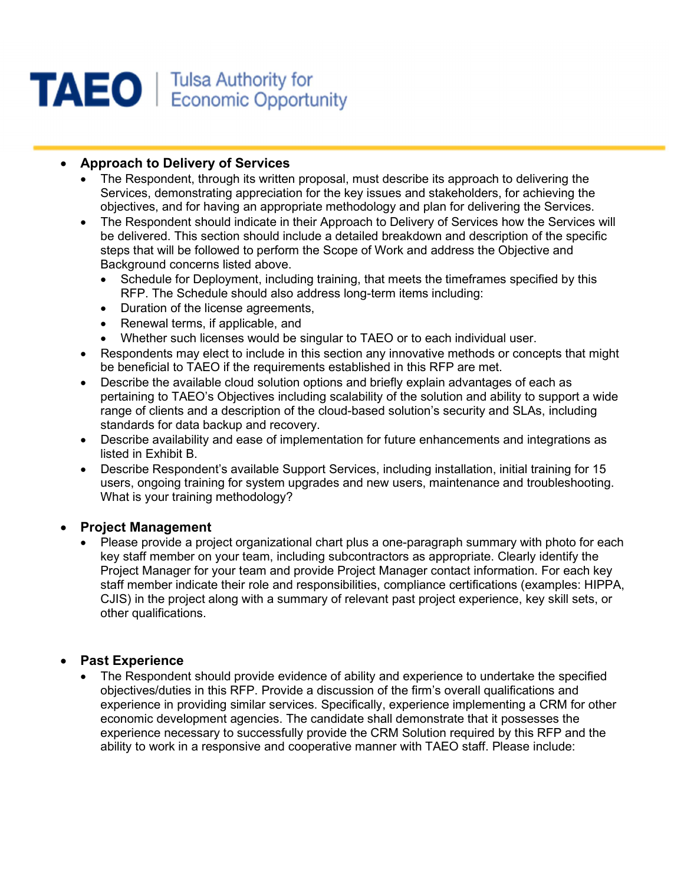- **Approach to Delivery of Services**
  - The Respondent, through its written proposal, must describe its approach to delivering the Services, demonstrating appreciation for the key issues and stakeholders, for achieving the objectives, and for having an appropriate methodology and plan for delivering the Services.
  - The Respondent should indicate in their Approach to Delivery of Services how the Services will be delivered. This section should include a detailed breakdown and description of the specific steps that will be followed to perform the Scope of Work and address the Objective and Background concerns listed above.
    - Schedule for Deployment, including training, that meets the timeframes specified by this RFP. The Schedule should also address long-term items including:
    - Duration of the license agreements,
    - Renewal terms, if applicable, and
    - Whether such licenses would be singular to TAEO or to each individual user.
  - Respondents may elect to include in this section any innovative methods or concepts that might be beneficial to TAEO if the requirements established in this RFP are met.
  - Describe the available cloud solution options and briefly explain advantages of each as pertaining to TAEO's Objectives including scalability of the solution and ability to support a wide range of clients and a description of the cloud-based solution's security and SLAs, including standards for data backup and recovery.
  - Describe availability and ease of implementation for future enhancements and integrations as listed in Exhibit B.
  - Describe Respondent's available Support Services, including installation, initial training for 15 users, ongoing training for system upgrades and new users, maintenance and troubleshooting. What is your training methodology?

- **Project Management**
  - Please provide a project organizational chart plus a one-paragraph summary with photo for each key staff member on your team, including subcontractors as appropriate. Clearly identify the Project Manager for your team and provide Project Manager contact information. For each key staff member indicate their role and responsibilities, compliance certifications (examples: HIPPA, CJIS) in the project along with a summary of relevant past project experience, key skill sets, or other qualifications.

- **Past Experience**
  - The Respondent should provide evidence of ability and experience to undertake the specified objectives/duties in this RFP. Provide a discussion of the firm's overall qualifications and experience in providing similar services. Specifically, experience implementing a CRM for other economic development agencies. The candidate shall demonstrate that it possesses the experience necessary to successfully provide the CRM Solution required by this RFP and the ability to work in a responsive and cooperative manner with TAEO staff. Please include: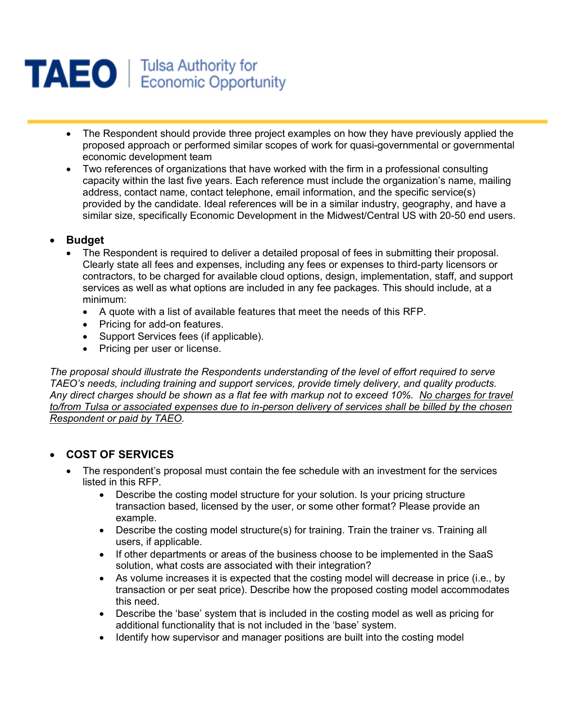- The Respondent should provide three project examples on how they have previously applied the proposed approach or performed similar scopes of work for quasi-governmental or governmental economic development team
- Two references of organizations that have worked with the firm in a professional consulting capacity within the last five years. Each reference must include the organization's name, mailing address, contact name, contact telephone, email information, and the specific service(s) provided by the candidate. Ideal references will be in a similar industry, geography, and have a similar size, specifically Economic Development in the Midwest/Central US with 20-50 end users.

- **Budget**
  - The Respondent is required to deliver a detailed proposal of fees in submitting their proposal. Clearly state all fees and expenses, including any fees or expenses to third-party licensors or contractors, to be charged for available cloud options, design, implementation, staff, and support services as well as what options are included in any fee packages. This should include, at a minimum:
    - A quote with a list of available features that meet the needs of this RFP.
    - Pricing for add-on features.
    - Support Services fees (if applicable).
    - Pricing per user or license.

*The proposal should illustrate the Respondents understanding of the level of effort required to serve TAEO's needs, including training and support services, provide timely delivery, and quality products. Any direct charges should be shown as a flat fee with markup not to exceed 10%. <u>No charges for travel to/from Tulsa or associated expenses due to in-person delivery of services shall be billed by the chosen Respondent or paid by TAEO</u>.*

- **COST OF SERVICES**
  - The respondent's proposal must contain the fee schedule with an investment for the services listed in this RFP.
    - Describe the costing model structure for your solution. Is your pricing structure transaction based, licensed by the user, or some other format? Please provide an example.
    - Describe the costing model structure(s) for training. Train the trainer vs. Training all users, if applicable.
    - If other departments or areas of the business choose to be implemented in the SaaS solution, what costs are associated with their integration?
    - As volume increases it is expected that the costing model will decrease in price (i.e., by transaction or per seat price). Describe how the proposed costing model accommodates this need.
    - Describe the 'base' system that is included in the costing model as well as pricing for additional functionality that is not included in the 'base' system.
    - Identify how supervisor and manager positions are built into the costing model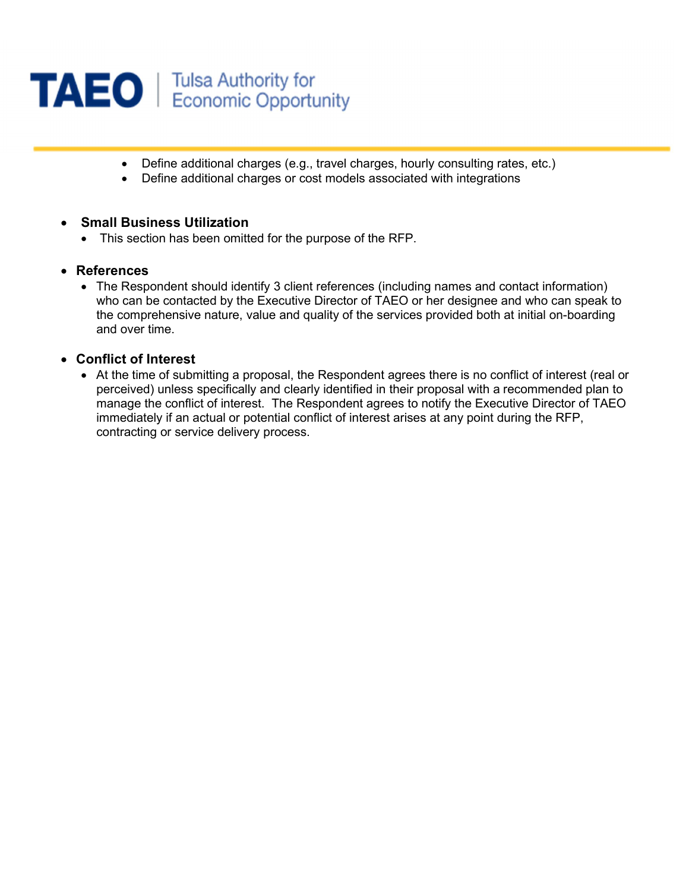- Define additional charges (e.g., travel charges, hourly consulting rates, etc.)
- Define additional charges or cost models associated with integrations

- **Small Business Utilization**
  - This section has been omitted for the purpose of the RFP.

- **References**
  - The Respondent should identify 3 client references (including names and contact information) who can be contacted by the Executive Director of TAEO or her designee and who can speak to the comprehensive nature, value and quality of the services provided both at initial on-boarding and over time.

- **Conflict of Interest**
  - At the time of submitting a proposal, the Respondent agrees there is no conflict of interest (real or perceived) unless specifically and clearly identified in their proposal with a recommended plan to manage the conflict of interest. The Respondent agrees to notify the Executive Director of TAEO immediately if an actual or potential conflict of interest arises at any point during the RFP, contracting or service delivery process.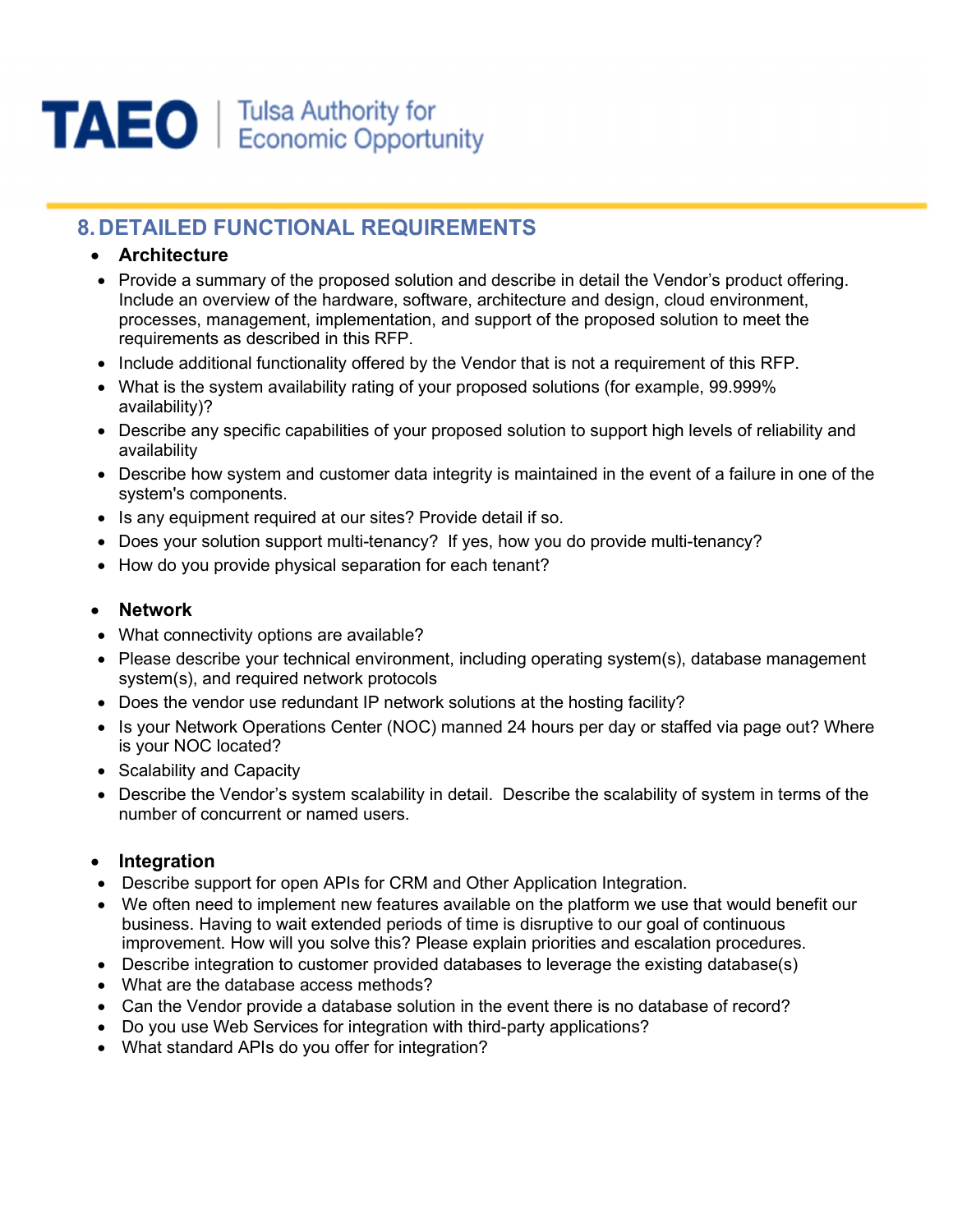## 8. DETAILED FUNCTIONAL REQUIREMENTS

- **Architecture**
- Provide a summary of the proposed solution and describe in detail the Vendor's product offering. Include an overview of the hardware, software, architecture and design, cloud environment, processes, management, implementation, and support of the proposed solution to meet the requirements as described in this RFP.
- Include additional functionality offered by the Vendor that is not a requirement of this RFP.
- What is the system availability rating of your proposed solutions (for example, 99.999% availability)?
- Describe any specific capabilities of your proposed solution to support high levels of reliability and availability
- Describe how system and customer data integrity is maintained in the event of a failure in one of the system's components.
- Is any equipment required at our sites? Provide detail if so.
- Does your solution support multi-tenancy? If yes, how you do provide multi-tenancy?
- How do you provide physical separation for each tenant?

- **Network**
- What connectivity options are available?
- Please describe your technical environment, including operating system(s), database management system(s), and required network protocols
- Does the vendor use redundant IP network solutions at the hosting facility?
- Is your Network Operations Center (NOC) manned 24 hours per day or staffed via page out? Where is your NOC located?
- Scalability and Capacity
- Describe the Vendor's system scalability in detail. Describe the scalability of system in terms of the number of concurrent or named users.

- **Integration**
- Describe support for open APIs for CRM and Other Application Integration.
- We often need to implement new features available on the platform we use that would benefit our business. Having to wait extended periods of time is disruptive to our goal of continuous improvement. How will you solve this? Please explain priorities and escalation procedures.
- Describe integration to customer provided databases to leverage the existing database(s)
- What are the database access methods?
- Can the Vendor provide a database solution in the event there is no database of record?
- Do you use Web Services for integration with third-party applications?
- What standard APIs do you offer for integration?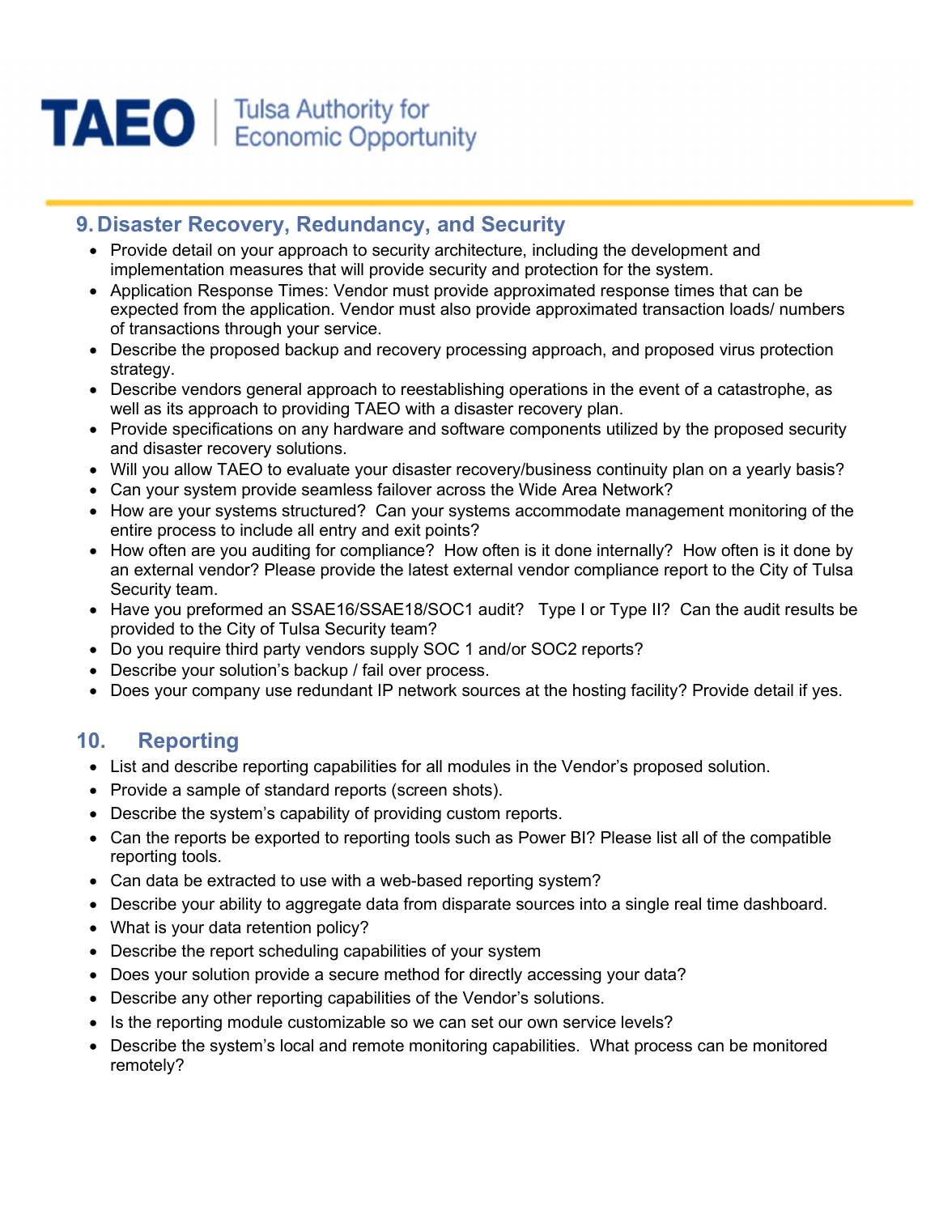## 9. Disaster Recovery, Redundancy, and Security

- Provide detail on your approach to security architecture, including the development and implementation measures that will provide security and protection for the system.
- Application Response Times: Vendor must provide approximated response times that can be expected from the application. Vendor must also provide approximated transaction loads/ numbers of transactions through your service.
- Describe the proposed backup and recovery processing approach, and proposed virus protection strategy.
- Describe vendors general approach to reestablishing operations in the event of a catastrophe, as well as its approach to providing TAEO with a disaster recovery plan.
- Provide specifications on any hardware and software components utilized by the proposed security and disaster recovery solutions.
- Will you allow TAEO to evaluate your disaster recovery/business continuity plan on a yearly basis?
- Can your system provide seamless failover across the Wide Area Network?
- How are your systems structured? Can your systems accommodate management monitoring of the entire process to include all entry and exit points?
- How often are you auditing for compliance? How often is it done internally? How often is it done by an external vendor? Please provide the latest external vendor compliance report to the City of Tulsa Security team.
- Have you preformed an SSAE16/SSAE18/SOC1 audit? Type I or Type II? Can the audit results be provided to the City of Tulsa Security team?
- Do you require third party vendors supply SOC 1 and/or SOC2 reports?
- Describe your solution's backup / fail over process.
- Does your company use redundant IP network sources at the hosting facility? Provide detail if yes.

## 10. Reporting

- List and describe reporting capabilities for all modules in the Vendor's proposed solution.
- Provide a sample of standard reports (screen shots).
- Describe the system's capability of providing custom reports.
- Can the reports be exported to reporting tools such as Power BI? Please list all of the compatible reporting tools.
- Can data be extracted to use with a web-based reporting system?
- Describe your ability to aggregate data from disparate sources into a single real time dashboard.
- What is your data retention policy?
- Describe the report scheduling capabilities of your system
- Does your solution provide a secure method for directly accessing your data?
- Describe any other reporting capabilities of the Vendor's solutions.
- Is the reporting module customizable so we can set our own service levels?
- Describe the system's local and remote monitoring capabilities. What process can be monitored remotely?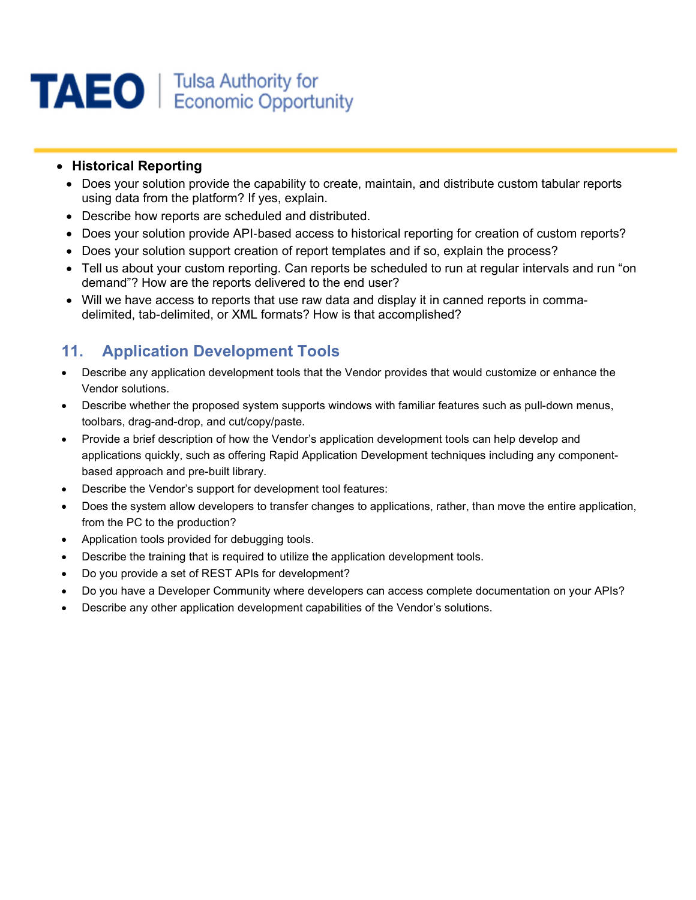- **Historical Reporting**
  - Does your solution provide the capability to create, maintain, and distribute custom tabular reports using data from the platform? If yes, explain.
  - Describe how reports are scheduled and distributed.
  - Does your solution provide API-based access to historical reporting for creation of custom reports?
  - Does your solution support creation of report templates and if so, explain the process?
  - Tell us about your custom reporting. Can reports be scheduled to run at regular intervals and run "on demand"? How are the reports delivered to the end user?
  - Will we have access to reports that use raw data and display it in canned reports in comma-delimited, tab-delimited, or XML formats? How is that accomplished?

## 11. Application Development Tools

- Describe any application development tools that the Vendor provides that would customize or enhance the Vendor solutions.
- Describe whether the proposed system supports windows with familiar features such as pull-down menus, toolbars, drag-and-drop, and cut/copy/paste.
- Provide a brief description of how the Vendor's application development tools can help develop and applications quickly, such as offering Rapid Application Development techniques including any component-based approach and pre-built library.
- Describe the Vendor's support for development tool features:
- Does the system allow developers to transfer changes to applications, rather, than move the entire application, from the PC to the production?
- Application tools provided for debugging tools.
- Describe the training that is required to utilize the application development tools.
- Do you provide a set of REST APIs for development?
- Do you have a Developer Community where developers can access complete documentation on your APIs?
- Describe any other application development capabilities of the Vendor's solutions.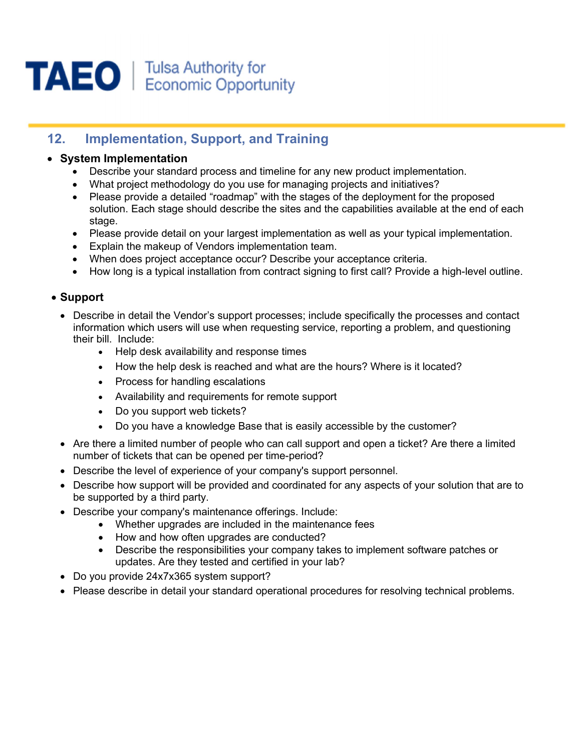## 12. Implementation, Support, and Training

- **System Implementation**
  - Describe your standard process and timeline for any new product implementation.
  - What project methodology do you use for managing projects and initiatives?
  - Please provide a detailed "roadmap" with the stages of the deployment for the proposed solution. Each stage should describe the sites and the capabilities available at the end of each stage.
  - Please provide detail on your largest implementation as well as your typical implementation.
  - Explain the makeup of Vendors implementation team.
  - When does project acceptance occur? Describe your acceptance criteria.
  - How long is a typical installation from contract signing to first call? Provide a high-level outline.

- **Support**
  - Describe in detail the Vendor's support processes; include specifically the processes and contact information which users will use when requesting service, reporting a problem, and questioning their bill. Include:
    - Help desk availability and response times
    - How the help desk is reached and what are the hours? Where is it located?
    - Process for handling escalations
    - Availability and requirements for remote support
    - Do you support web tickets?
    - Do you have a knowledge Base that is easily accessible by the customer?
  - Are there a limited number of people who can call support and open a ticket? Are there a limited number of tickets that can be opened per time-period?
  - Describe the level of experience of your company's support personnel.
  - Describe how support will be provided and coordinated for any aspects of your solution that are to be supported by a third party.
  - Describe your company's maintenance offerings. Include:
    - Whether upgrades are included in the maintenance fees
    - How and how often upgrades are conducted?
    - Describe the responsibilities your company takes to implement software patches or updates. Are they tested and certified in your lab?
  - Do you provide 24x7x365 system support?
  - Please describe in detail your standard operational procedures for resolving technical problems.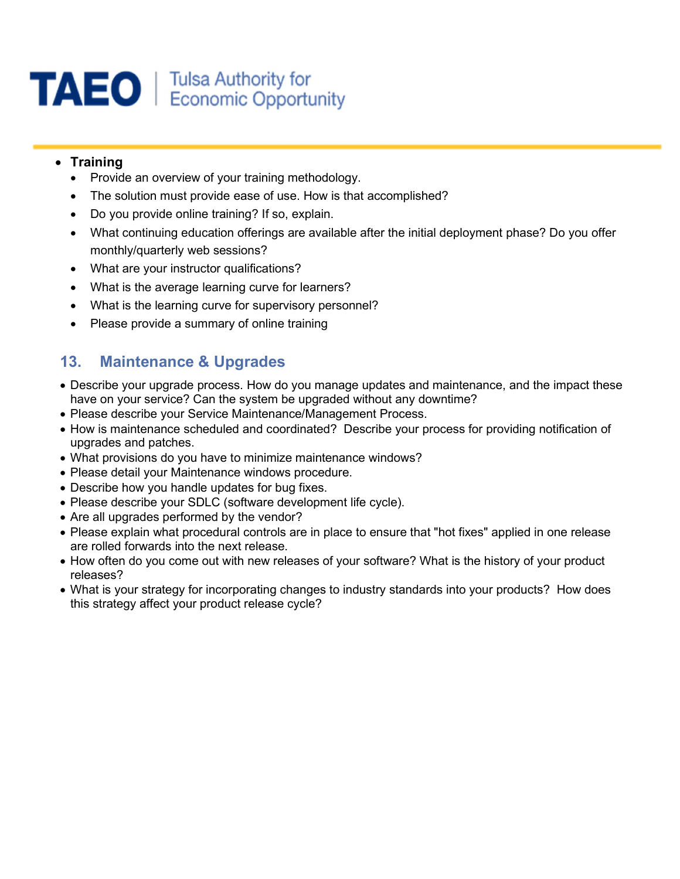- **Training**
  - Provide an overview of your training methodology.
  - The solution must provide ease of use. How is that accomplished?
  - Do you provide online training? If so, explain.
  - What continuing education offerings are available after the initial deployment phase? Do you offer monthly/quarterly web sessions?
  - What are your instructor qualifications?
  - What is the average learning curve for learners?
  - What is the learning curve for supervisory personnel?
  - Please provide a summary of online training

## 13. Maintenance & Upgrades

- Describe your upgrade process. How do you manage updates and maintenance, and the impact these have on your service? Can the system be upgraded without any downtime?
- Please describe your Service Maintenance/Management Process.
- How is maintenance scheduled and coordinated? Describe your process for providing notification of upgrades and patches.
- What provisions do you have to minimize maintenance windows?
- Please detail your Maintenance windows procedure.
- Describe how you handle updates for bug fixes.
- Please describe your SDLC (software development life cycle).
- Are all upgrades performed by the vendor?
- Please explain what procedural controls are in place to ensure that "hot fixes" applied in one release are rolled forwards into the next release.
- How often do you come out with new releases of your software? What is the history of your product releases?
- What is your strategy for incorporating changes to industry standards into your products? How does this strategy affect your product release cycle?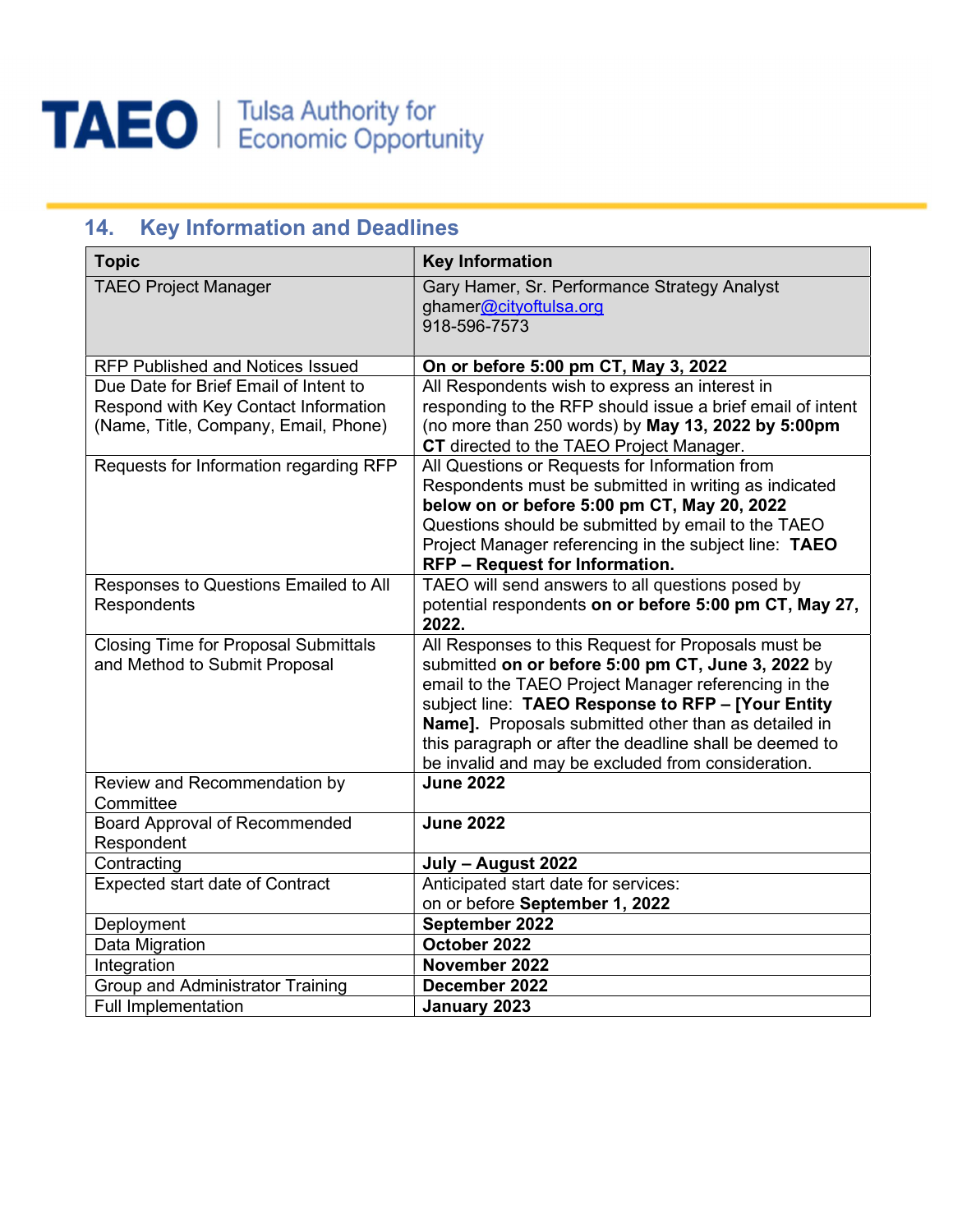## 14. Key Information and Deadlines

| Topic | Key Information |
|---|---|
| TAEO Project Manager | Gary Hamer, Sr. Performance Strategy Analyst<br>ghamer@cityoftulsa.org<br>918-596-7573 |
| RFP Published and Notices Issued | **On or before 5:00 pm CT, May 3, 2022** |
| Due Date for Brief Email of Intent to Respond with Key Contact Information (Name, Title, Company, Email, Phone) | All Respondents wish to express an interest in responding to the RFP should issue a brief email of intent (no more than 250 words) by **May 13, 2022 by 5:00pm CT** directed to the TAEO Project Manager. |
| Requests for Information regarding RFP | All Questions or Requests for Information from Respondents must be submitted in writing as indicated **below on or before 5:00 pm CT, May 20, 2022** Questions should be submitted by email to the TAEO Project Manager referencing in the subject line: **TAEO RFP – Request for Information.** |
| Responses to Questions Emailed to All Respondents | TAEO will send answers to all questions posed by potential respondents **on or before 5:00 pm CT, May 27, 2022.** |
| Closing Time for Proposal Submittals and Method to Submit Proposal | All Responses to this Request for Proposals must be submitted **on or before 5:00 pm CT, June 3, 2022** by email to the TAEO Project Manager referencing in the subject line: **TAEO Response to RFP – [Your Entity Name].** Proposals submitted other than as detailed in this paragraph or after the deadline shall be deemed to be invalid and may be excluded from consideration. |
| Review and Recommendation by Committee | **June 2022** |
| Board Approval of Recommended Respondent | **June 2022** |
| Contracting | **July – August 2022** |
| Expected start date of Contract | Anticipated start date for services:<br>on or before **September 1, 2022** |
| Deployment | **September 2022** |
| Data Migration | **October 2022** |
| Integration | **November 2022** |
| Group and Administrator Training | **December 2022** |
| Full Implementation | **January 2023** |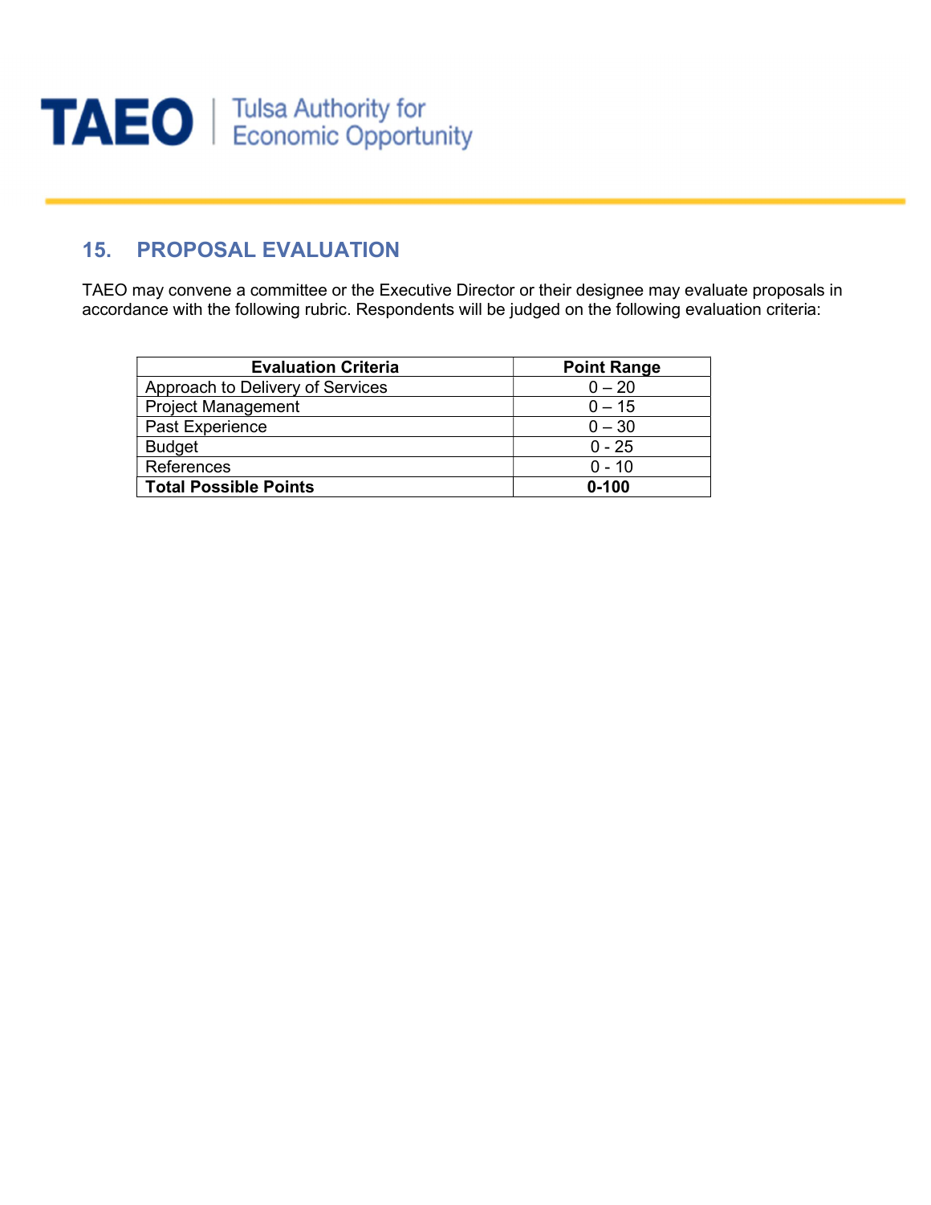## 15. PROPOSAL EVALUATION

TAEO may convene a committee or the Executive Director or their designee may evaluate proposals in accordance with the following rubric. Respondents will be judged on the following evaluation criteria:

| Evaluation Criteria | Point Range |
|---|---|
| Approach to Delivery of Services | 0 – 20 |
| Project Management | 0 – 15 |
| Past Experience | 0 – 30 |
| Budget | 0 - 25 |
| References | 0 - 10 |
| **Total Possible Points** | **0-100** |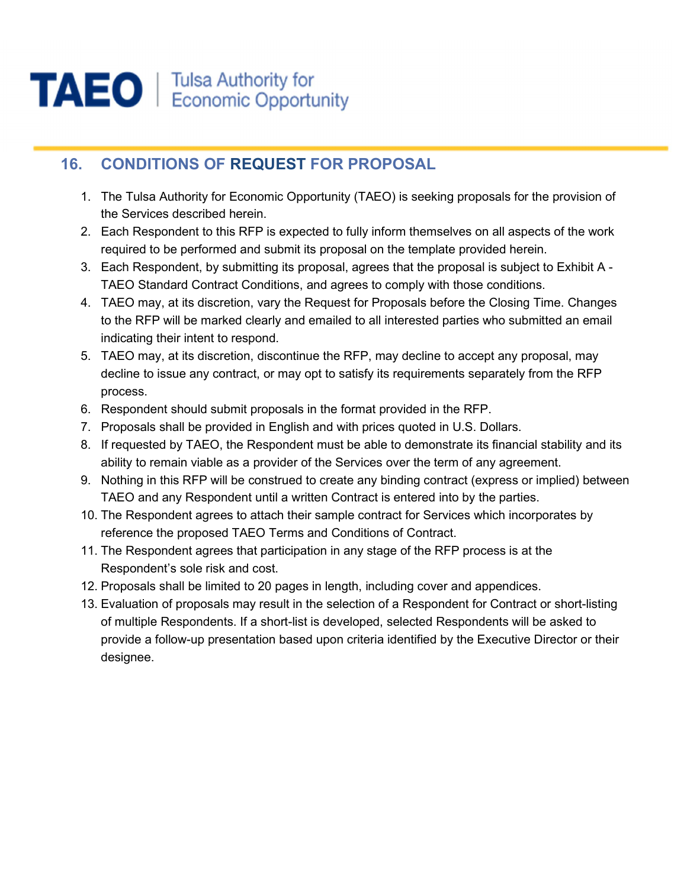## 16. CONDITIONS OF REQUEST FOR PROPOSAL

1. The Tulsa Authority for Economic Opportunity (TAEO) is seeking proposals for the provision of the Services described herein.
2. Each Respondent to this RFP is expected to fully inform themselves on all aspects of the work required to be performed and submit its proposal on the template provided herein.
3. Each Respondent, by submitting its proposal, agrees that the proposal is subject to Exhibit A - TAEO Standard Contract Conditions, and agrees to comply with those conditions.
4. TAEO may, at its discretion, vary the Request for Proposals before the Closing Time. Changes to the RFP will be marked clearly and emailed to all interested parties who submitted an email indicating their intent to respond.
5. TAEO may, at its discretion, discontinue the RFP, may decline to accept any proposal, may decline to issue any contract, or may opt to satisfy its requirements separately from the RFP process.
6. Respondent should submit proposals in the format provided in the RFP.
7. Proposals shall be provided in English and with prices quoted in U.S. Dollars.
8. If requested by TAEO, the Respondent must be able to demonstrate its financial stability and its ability to remain viable as a provider of the Services over the term of any agreement.
9. Nothing in this RFP will be construed to create any binding contract (express or implied) between TAEO and any Respondent until a written Contract is entered into by the parties.
10. The Respondent agrees to attach their sample contract for Services which incorporates by reference the proposed TAEO Terms and Conditions of Contract.
11. The Respondent agrees that participation in any stage of the RFP process is at the Respondent's sole risk and cost.
12. Proposals shall be limited to 20 pages in length, including cover and appendices.
13. Evaluation of proposals may result in the selection of a Respondent for Contract or short-listing of multiple Respondents. If a short-list is developed, selected Respondents will be asked to provide a follow-up presentation based upon criteria identified by the Executive Director or their designee.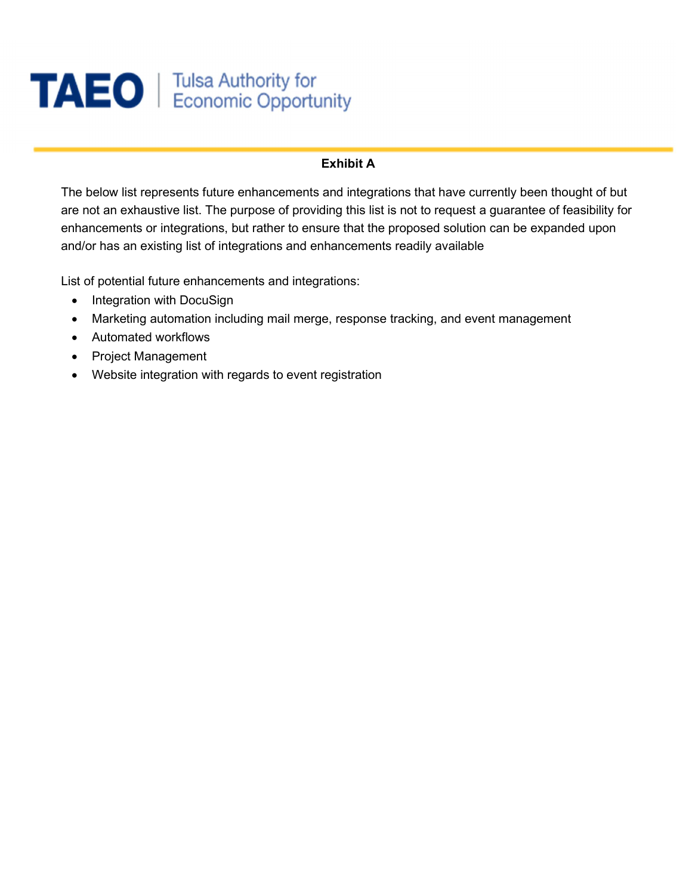**TAEO** | Tulsa Authority for Economic Opportunity

## Exhibit A

The below list represents future enhancements and integrations that have currently been thought of but are not an exhaustive list. The purpose of providing this list is not to request a guarantee of feasibility for enhancements or integrations, but rather to ensure that the proposed solution can be expanded upon and/or has an existing list of integrations and enhancements readily available

List of potential future enhancements and integrations:

- Integration with DocuSign
- Marketing automation including mail merge, response tracking, and event management
- Automated workflows
- Project Management
- Website integration with regards to event registration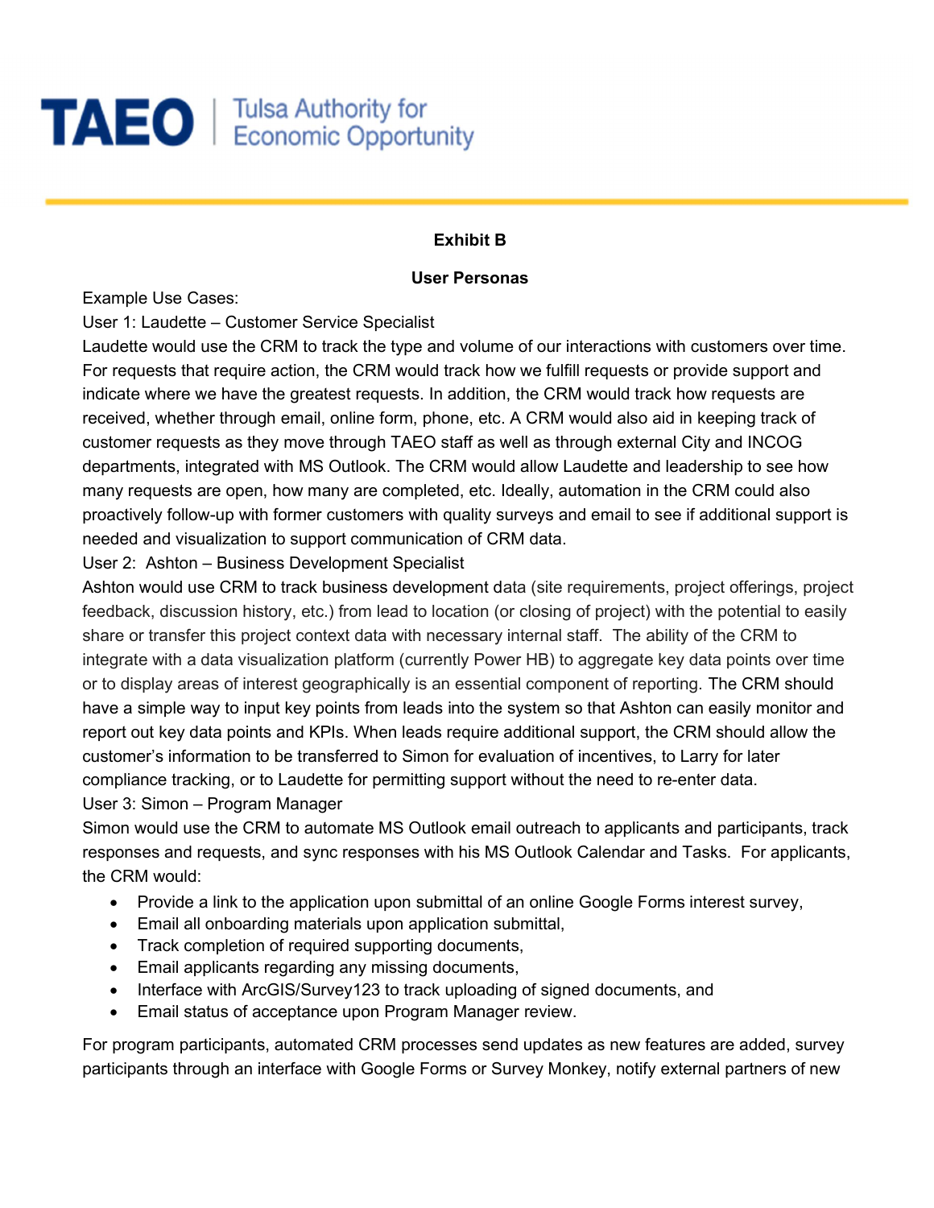# TAEO | Tulsa Authority for Economic Opportunity

**Exhibit B**

**User Personas**

Example Use Cases:

User 1: Laudette – Customer Service Specialist

Laudette would use the CRM to track the type and volume of our interactions with customers over time. For requests that require action, the CRM would track how we fulfill requests or provide support and indicate where we have the greatest requests. In addition, the CRM would track how requests are received, whether through email, online form, phone, etc. A CRM would also aid in keeping track of customer requests as they move through TAEO staff as well as through external City and INCOG departments, integrated with MS Outlook. The CRM would allow Laudette and leadership to see how many requests are open, how many are completed, etc. Ideally, automation in the CRM could also proactively follow-up with former customers with quality surveys and email to see if additional support is needed and visualization to support communication of CRM data.

User 2: Ashton – Business Development Specialist

Ashton would use CRM to track business development data (site requirements, project offerings, project feedback, discussion history, etc.) from lead to location (or closing of project) with the potential to easily share or transfer this project context data with necessary internal staff. The ability of the CRM to integrate with a data visualization platform (currently Power HB) to aggregate key data points over time or to display areas of interest geographically is an essential component of reporting. The CRM should have a simple way to input key points from leads into the system so that Ashton can easily monitor and report out key data points and KPIs. When leads require additional support, the CRM should allow the customer's information to be transferred to Simon for evaluation of incentives, to Larry for later compliance tracking, or to Laudette for permitting support without the need to re-enter data.

User 3: Simon – Program Manager

Simon would use the CRM to automate MS Outlook email outreach to applicants and participants, track responses and requests, and sync responses with his MS Outlook Calendar and Tasks. For applicants, the CRM would:

- Provide a link to the application upon submittal of an online Google Forms interest survey,
- Email all onboarding materials upon application submittal,
- Track completion of required supporting documents,
- Email applicants regarding any missing documents,
- Interface with ArcGIS/Survey123 to track uploading of signed documents, and
- Email status of acceptance upon Program Manager review.

For program participants, automated CRM processes send updates as new features are added, survey participants through an interface with Google Forms or Survey Monkey, notify external partners of new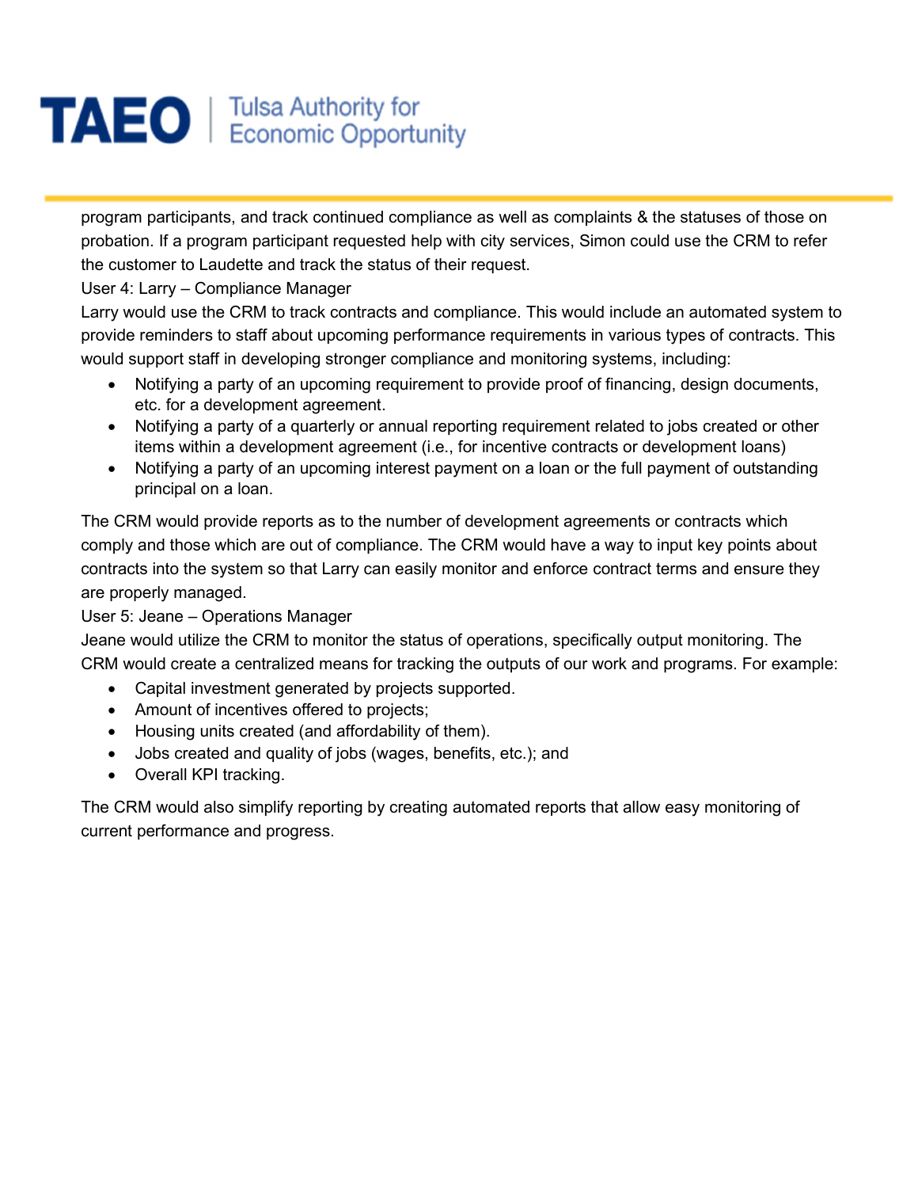program participants, and track continued compliance as well as complaints & the statuses of those on probation. If a program participant requested help with city services, Simon could use the CRM to refer the customer to Laudette and track the status of their request.

User 4: Larry – Compliance Manager

Larry would use the CRM to track contracts and compliance. This would include an automated system to provide reminders to staff about upcoming performance requirements in various types of contracts. This would support staff in developing stronger compliance and monitoring systems, including:

- Notifying a party of an upcoming requirement to provide proof of financing, design documents, etc. for a development agreement.
- Notifying a party of a quarterly or annual reporting requirement related to jobs created or other items within a development agreement (i.e., for incentive contracts or development loans)
- Notifying a party of an upcoming interest payment on a loan or the full payment of outstanding principal on a loan.

The CRM would provide reports as to the number of development agreements or contracts which comply and those which are out of compliance. The CRM would have a way to input key points about contracts into the system so that Larry can easily monitor and enforce contract terms and ensure they are properly managed.

User 5: Jeane – Operations Manager

Jeane would utilize the CRM to monitor the status of operations, specifically output monitoring. The CRM would create a centralized means for tracking the outputs of our work and programs. For example:

- Capital investment generated by projects supported.
- Amount of incentives offered to projects;
- Housing units created (and affordability of them).
- Jobs created and quality of jobs (wages, benefits, etc.); and
- Overall KPI tracking.

The CRM would also simplify reporting by creating automated reports that allow easy monitoring of current performance and progress.